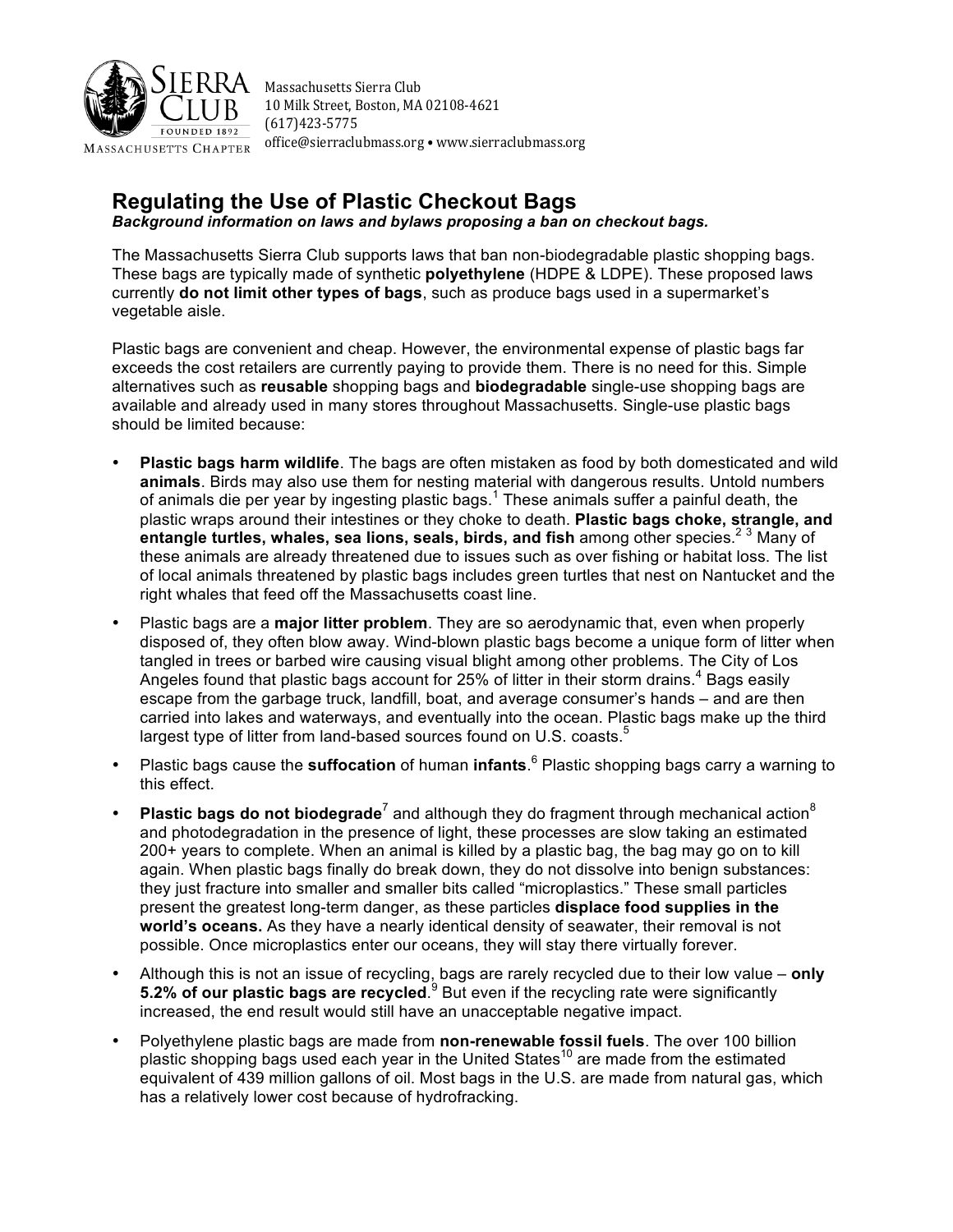Massachusetts Sierra Club
10 Milk Street, Boston, MA 02108-4621
(617)423-5775
office@sierraclubmass.org • www.sierraclubmass.org

# Regulating the Use of Plastic Checkout Bags

***Background information on laws and bylaws proposing a ban on checkout bags.***

The Massachusetts Sierra Club supports laws that ban non-biodegradable plastic shopping bags. These bags are typically made of synthetic **polyethylene** (HDPE & LDPE). These proposed laws currently **do not limit other types of bags**, such as produce bags used in a supermarket's vegetable aisle.

Plastic bags are convenient and cheap. However, the environmental expense of plastic bags far exceeds the cost retailers are currently paying to provide them. There is no need for this. Simple alternatives such as **reusable** shopping bags and **biodegradable** single-use shopping bags are available and already used in many stores throughout Massachusetts. Single-use plastic bags should be limited because:

- **Plastic bags harm wildlife**. The bags are often mistaken as food by both domesticated and wild **animals**. Birds may also use them for nesting material with dangerous results. Untold numbers of animals die per year by ingesting plastic bags.[1] These animals suffer a painful death, the plastic wraps around their intestines or they choke to death. **Plastic bags choke, strangle, and entangle turtles, whales, sea lions, seals, birds, and fish** among other species.[2,3] Many of these animals are already threatened due to issues such as over fishing or habitat loss. The list of local animals threatened by plastic bags includes green turtles that nest on Nantucket and the right whales that feed off the Massachusetts coast line.
- Plastic bags are a **major litter problem**. They are so aerodynamic that, even when properly disposed of, they often blow away. Wind-blown plastic bags become a unique form of litter when tangled in trees or barbed wire causing visual blight among other problems. The City of Los Angeles found that plastic bags account for 25% of litter in their storm drains.[4] Bags easily escape from the garbage truck, landfill, boat, and average consumer's hands – and are then carried into lakes and waterways, and eventually into the ocean. Plastic bags make up the third largest type of litter from land-based sources found on U.S. coasts.[5]
- Plastic bags cause the **suffocation** of human **infants**.[6] Plastic shopping bags carry a warning to this effect.
- **Plastic bags do not biodegrade**[7] and although they do fragment through mechanical action[8] and photodegradation in the presence of light, these processes are slow taking an estimated 200+ years to complete. When an animal is killed by a plastic bag, the bag may go on to kill again. When plastic bags finally do break down, they do not dissolve into benign substances: they just fracture into smaller and smaller bits called "microplastics." These small particles present the greatest long-term danger, as these particles **displace food supplies in the world's oceans.** As they have a nearly identical density of seawater, their removal is not possible. Once microplastics enter our oceans, they will stay there virtually forever.
- Although this is not an issue of recycling, bags are rarely recycled due to their low value – **only 5.2% of our plastic bags are recycled**.[9] But even if the recycling rate were significantly increased, the end result would still have an unacceptable negative impact.
- Polyethylene plastic bags are made from **non-renewable fossil fuels**. The over 100 billion plastic shopping bags used each year in the United States[10] are made from the estimated equivalent of 439 million gallons of oil. Most bags in the U.S. are made from natural gas, which has a relatively lower cost because of hydrofracking.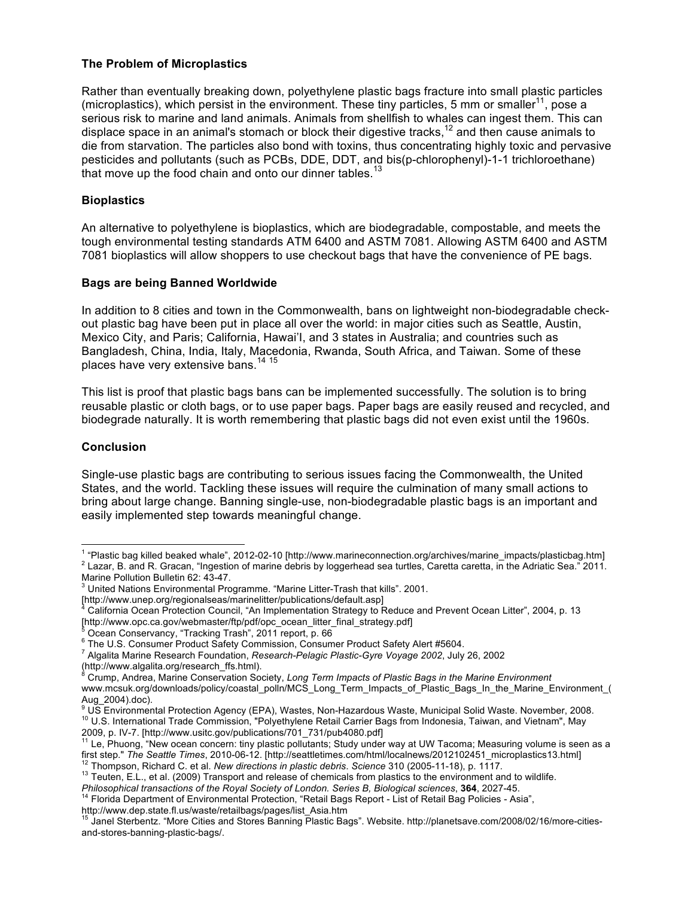### The Problem of Microplastics

Rather than eventually breaking down, polyethylene plastic bags fracture into small plastic particles (microplastics), which persist in the environment. These tiny particles, 5 mm or smaller[11], pose a serious risk to marine and land animals. Animals from shellfish to whales can ingest them. This can displace space in an animal's stomach or block their digestive tracks,[12] and then cause animals to die from starvation. The particles also bond with toxins, thus concentrating highly toxic and pervasive pesticides and pollutants (such as PCBs, DDE, DDT, and bis(p-chlorophenyl)-1-1 trichloroethane) that move up the food chain and onto our dinner tables.[13]

### Bioplastics

An alternative to polyethylene is bioplastics, which are biodegradable, compostable, and meets the tough environmental testing standards ATM 6400 and ASTM 7081. Allowing ASTM 6400 and ASTM 7081 bioplastics will allow shoppers to use checkout bags that have the convenience of PE bags.

### Bags are being Banned Worldwide

In addition to 8 cities and town in the Commonwealth, bans on lightweight non-biodegradable check-out plastic bag have been put in place all over the world: in major cities such as Seattle, Austin, Mexico City, and Paris; California, Hawai'I, and 3 states in Australia; and countries such as Bangladesh, China, India, Italy, Macedonia, Rwanda, South Africa, and Taiwan. Some of these places have very extensive bans.[14] [15]

This list is proof that plastic bags bans can be implemented successfully. The solution is to bring reusable plastic or cloth bags, or to use paper bags. Paper bags are easily reused and recycled, and biodegrade naturally. It is worth remembering that plastic bags did not even exist until the 1960s.

### Conclusion

Single-use plastic bags are contributing to serious issues facing the Commonwealth, the United States, and the world. Tackling these issues will require the culmination of many small actions to bring about large change. Banning single-use, non-biodegradable plastic bags is an important and easily implemented step towards meaningful change.

---

[1] "Plastic bag killed beaked whale", 2012-02-10 [http://www.marineconnection.org/archives/marine_impacts/plasticbag.htm]

[2] Lazar, B. and R. Gracan, "Ingestion of marine debris by loggerhead sea turtles, Caretta caretta, in the Adriatic Sea." 2011. Marine Pollution Bulletin 62: 43-47.

[3] United Nations Environmental Programme. "Marine Litter-Trash that kills". 2001. [http://www.unep.org/regionalseas/marinelitter/publications/default.asp]

[4] California Ocean Protection Council, "An Implementation Strategy to Reduce and Prevent Ocean Litter", 2004, p. 13 [http://www.opc.ca.gov/webmaster/ftp/pdf/opc_ocean_litter_final_strategy.pdf]

[5] Ocean Conservancy, "Tracking Trash", 2011 report, p. 66

[6] The U.S. Consumer Product Safety Commission, Consumer Product Safety Alert #5604.

[7] Algalita Marine Research Foundation, *Research-Pelagic Plastic-Gyre Voyage 2002*, July 26, 2002 (http://www.algalita.org/research_ffs.html).

[8] Crump, Andrea, Marine Conservation Society, *Long Term Impacts of Plastic Bags in the Marine Environment* www.mcsuk.org/downloads/policy/coastal_polln/MCS_Long_Term_Impacts_of_Plastic_Bags_In_the_Marine_Environment_(Aug_2004).doc).

[9] US Environmental Protection Agency (EPA), Wastes, Non-Hazardous Waste, Municipal Solid Waste. November, 2008.

[10] U.S. International Trade Commission, "Polyethylene Retail Carrier Bags from Indonesia, Taiwan, and Vietnam", May 2009, p. IV-7. [http://www.usitc.gov/publications/701_731/pub4080.pdf]

[11] Le, Phuong, "New ocean concern: tiny plastic pollutants; Study under way at UW Tacoma; Measuring volume is seen as a first step." *The Seattle Times*, 2010-06-12. [http://seattletimes.com/html/localnews/2012102451_microplastics13.html]

[12] Thompson, Richard C. et al. *New directions in plastic debris*. *Science* 310 (2005-11-18), p. 1117.

[13] Teuten, E.L., et al. (2009) Transport and release of chemicals from plastics to the environment and to wildlife. *Philosophical transactions of the Royal Society of London. Series B, Biological sciences*, **364**, 2027-45.

[14] Florida Department of Environmental Protection, "Retail Bags Report - List of Retail Bag Policies - Asia", http://www.dep.state.fl.us/waste/retailbags/pages/list_Asia.htm

[15] Janel Sterbentz. "More Cities and Stores Banning Plastic Bags". Website. http://planetsave.com/2008/02/16/more-cities-and-stores-banning-plastic-bags/.